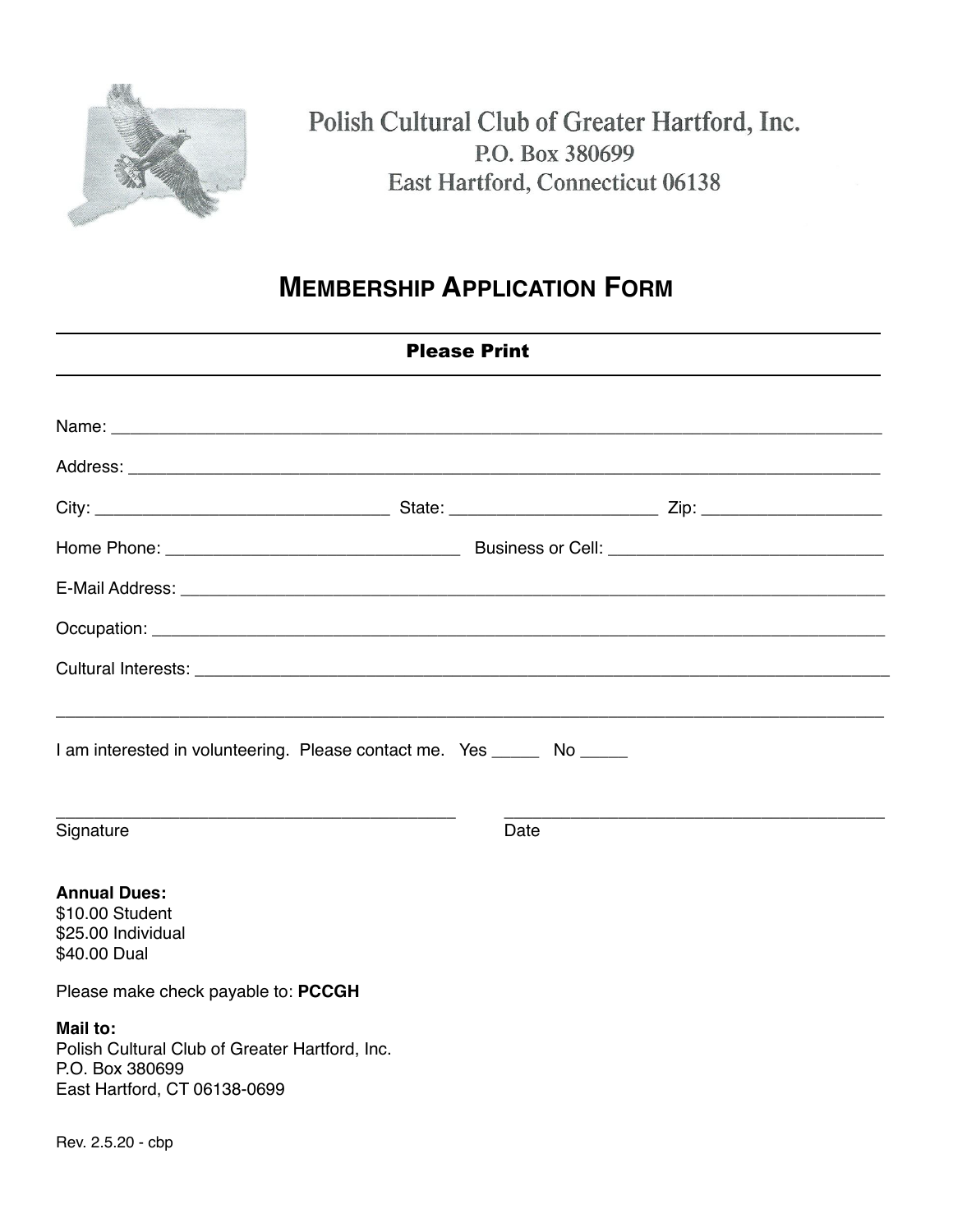Polish Cultural Club of Greater Hartford, Inc.
P.O. Box 380699
East Hartford, Connecticut 06138

# MEMBERSHIP APPLICATION FORM

**Please Print**

Name: ____________________________________________________________

Address: __________________________________________________________

City: ________________________ State: _________________ Zip: ______________

Home Phone: _______________________ Business or Cell: ______________________

E-Mail Address: _____________________________________________________

Occupation: ________________________________________________________

Cultural Interests: ___________________________________________________

____________________________________________________________________

I am interested in volunteering. Please contact me. Yes _____ No _____

_________________________________ _________________________________
Signature Date

**Annual Dues:**
$10.00 Student
$25.00 Individual
$40.00 Dual

Please make check payable to: **PCCGH**

**Mail to:**
Polish Cultural Club of Greater Hartford, Inc.
P.O. Box 380699
East Hartford, CT 06138-0699

Rev. 2.5.20 - cbp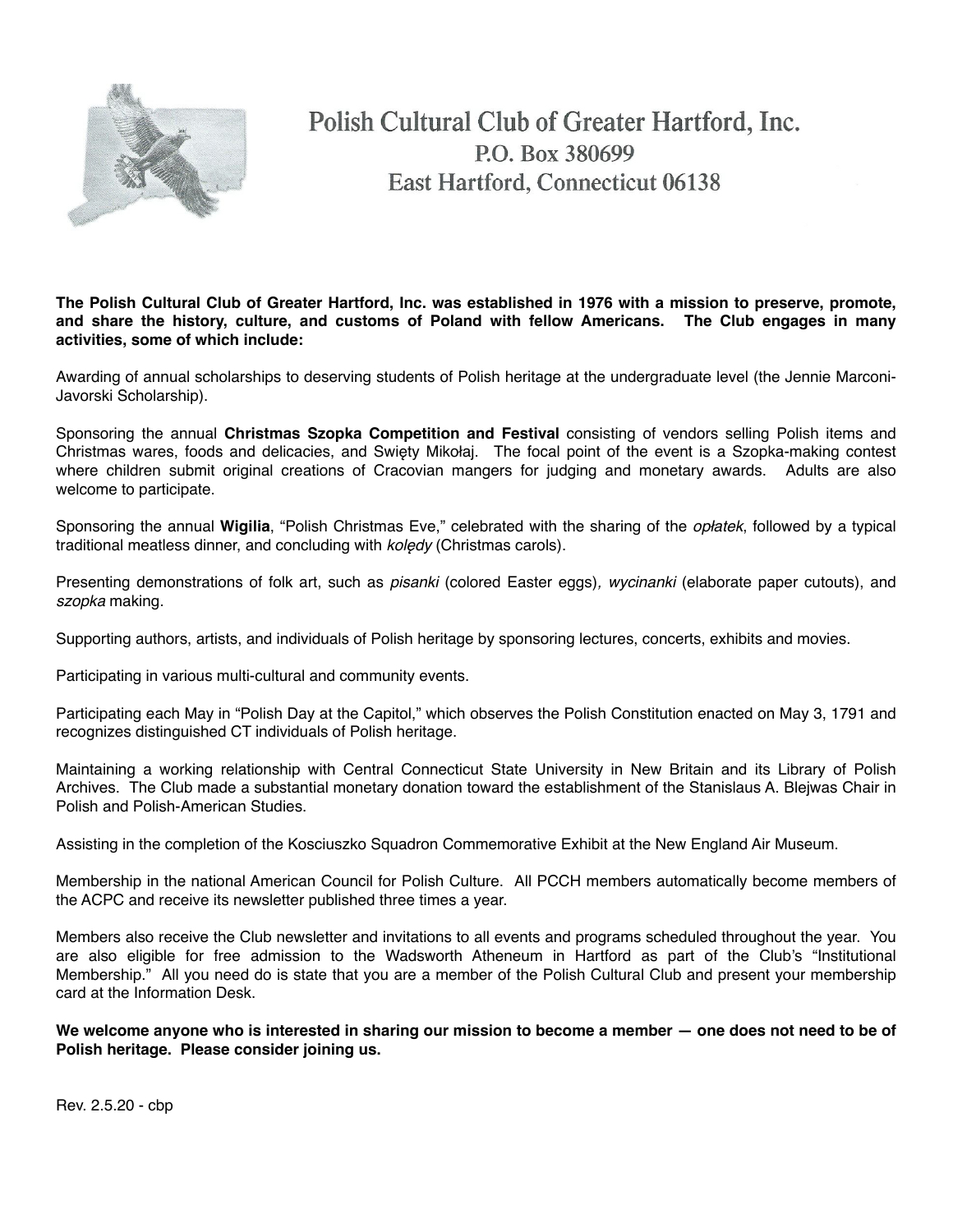# Polish Cultural Club of Greater Hartford, Inc.
P.O. Box 380699
East Hartford, Connecticut 06138

**The Polish Cultural Club of Greater Hartford, Inc. was established in 1976 with a mission to preserve, promote, and share the history, culture, and customs of Poland with fellow Americans. The Club engages in many activities, some of which include:**

Awarding of annual scholarships to deserving students of Polish heritage at the undergraduate level (the Jennie Marconi-Javorski Scholarship).

Sponsoring the annual **Christmas Szopka Competition and Festival** consisting of vendors selling Polish items and Christmas wares, foods and delicacies, and Swięty Mikołaj. The focal point of the event is a Szopka-making contest where children submit original creations of Cracovian mangers for judging and monetary awards. Adults are also welcome to participate.

Sponsoring the annual **Wigilia**, "Polish Christmas Eve," celebrated with the sharing of the *opłatek*, followed by a typical traditional meatless dinner, and concluding with *kolędy* (Christmas carols).

Presenting demonstrations of folk art, such as *pisanki* (colored Easter eggs), *wycinanki* (elaborate paper cutouts), and *szopka* making.

Supporting authors, artists, and individuals of Polish heritage by sponsoring lectures, concerts, exhibits and movies.

Participating in various multi-cultural and community events.

Participating each May in "Polish Day at the Capitol," which observes the Polish Constitution enacted on May 3, 1791 and recognizes distinguished CT individuals of Polish heritage.

Maintaining a working relationship with Central Connecticut State University in New Britain and its Library of Polish Archives. The Club made a substantial monetary donation toward the establishment of the Stanislaus A. Blejwas Chair in Polish and Polish-American Studies.

Assisting in the completion of the Kosciuszko Squadron Commemorative Exhibit at the New England Air Museum.

Membership in the national American Council for Polish Culture. All PCCH members automatically become members of the ACPC and receive its newsletter published three times a year.

Members also receive the Club newsletter and invitations to all events and programs scheduled throughout the year. You are also eligible for free admission to the Wadsworth Atheneum in Hartford as part of the Club's "Institutional Membership." All you need do is state that you are a member of the Polish Cultural Club and present your membership card at the Information Desk.

**We welcome anyone who is interested in sharing our mission to become a member — one does not need to be of Polish heritage. Please consider joining us.**

Rev. 2.5.20 - cbp